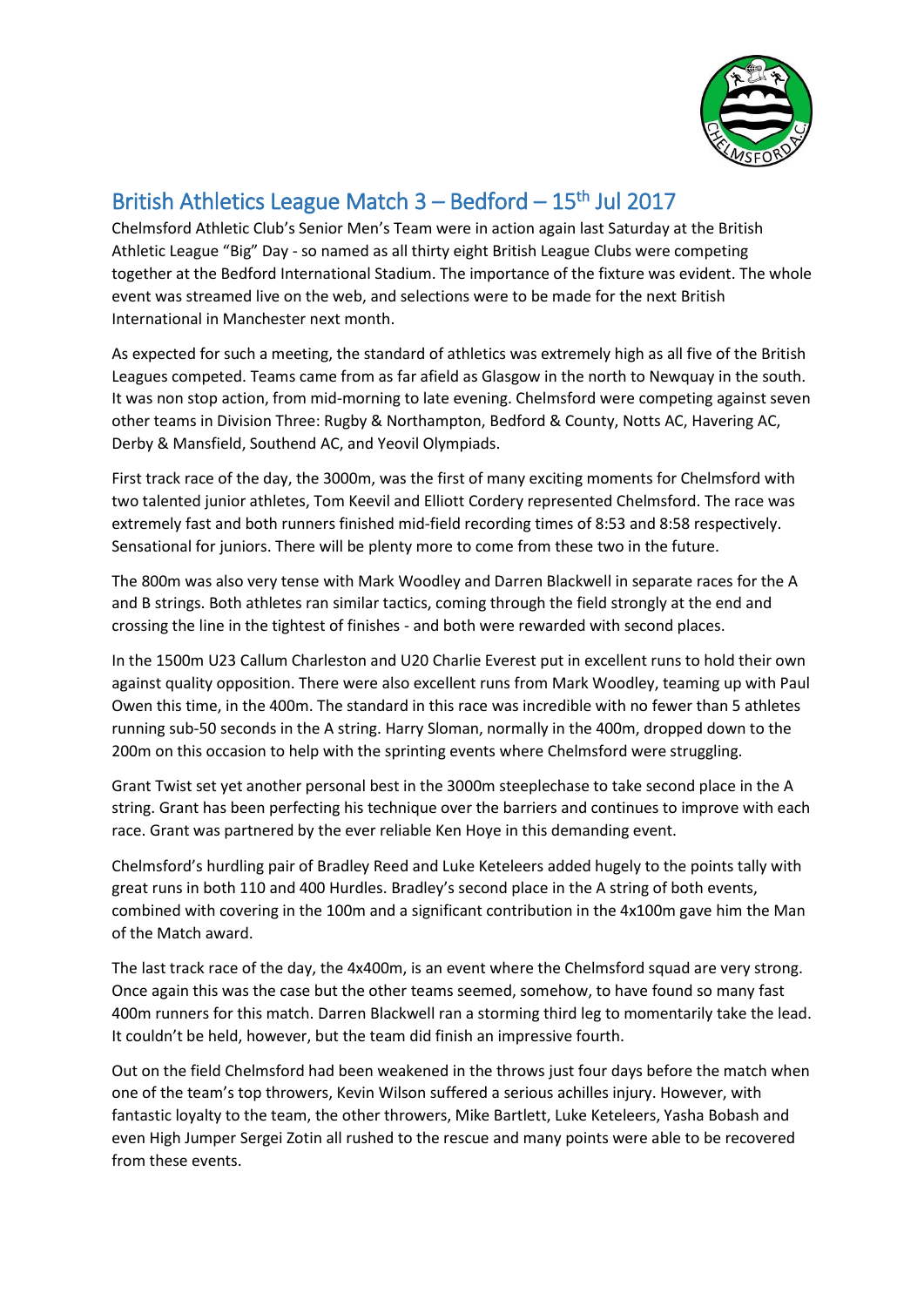# British Athletics League Match 3 – Bedford – 15th Jul 2017

Chelmsford Athletic Club's Senior Men's Team were in action again last Saturday at the British Athletic League "Big" Day - so named as all thirty eight British League Clubs were competing together at the Bedford International Stadium. The importance of the fixture was evident. The whole event was streamed live on the web, and selections were to be made for the next British International in Manchester next month.

As expected for such a meeting, the standard of athletics was extremely high as all five of the British Leagues competed. Teams came from as far afield as Glasgow in the north to Newquay in the south. It was non stop action, from mid-morning to late evening. Chelmsford were competing against seven other teams in Division Three: Rugby & Northampton, Bedford & County, Notts AC, Havering AC, Derby & Mansfield, Southend AC, and Yeovil Olympiads.

First track race of the day, the 3000m, was the first of many exciting moments for Chelmsford with two talented junior athletes, Tom Keevil and Elliott Cordery represented Chelmsford. The race was extremely fast and both runners finished mid-field recording times of 8:53 and 8:58 respectively. Sensational for juniors. There will be plenty more to come from these two in the future.

The 800m was also very tense with Mark Woodley and Darren Blackwell in separate races for the A and B strings. Both athletes ran similar tactics, coming through the field strongly at the end and crossing the line in the tightest of finishes - and both were rewarded with second places.

In the 1500m U23 Callum Charleston and U20 Charlie Everest put in excellent runs to hold their own against quality opposition. There were also excellent runs from Mark Woodley, teaming up with Paul Owen this time, in the 400m. The standard in this race was incredible with no fewer than 5 athletes running sub-50 seconds in the A string. Harry Sloman, normally in the 400m, dropped down to the 200m on this occasion to help with the sprinting events where Chelmsford were struggling.

Grant Twist set yet another personal best in the 3000m steeplechase to take second place in the A string. Grant has been perfecting his technique over the barriers and continues to improve with each race. Grant was partnered by the ever reliable Ken Hoye in this demanding event.

Chelmsford's hurdling pair of Bradley Reed and Luke Keteleers added hugely to the points tally with great runs in both 110 and 400 Hurdles. Bradley's second place in the A string of both events, combined with covering in the 100m and a significant contribution in the 4x100m gave him the Man of the Match award.

The last track race of the day, the 4x400m, is an event where the Chelmsford squad are very strong. Once again this was the case but the other teams seemed, somehow, to have found so many fast 400m runners for this match. Darren Blackwell ran a storming third leg to momentarily take the lead. It couldn't be held, however, but the team did finish an impressive fourth.

Out on the field Chelmsford had been weakened in the throws just four days before the match when one of the team's top throwers, Kevin Wilson suffered a serious achilles injury. However, with fantastic loyalty to the team, the other throwers, Mike Bartlett, Luke Keteleers, Yasha Bobash and even High Jumper Sergei Zotin all rushed to the rescue and many points were able to be recovered from these events.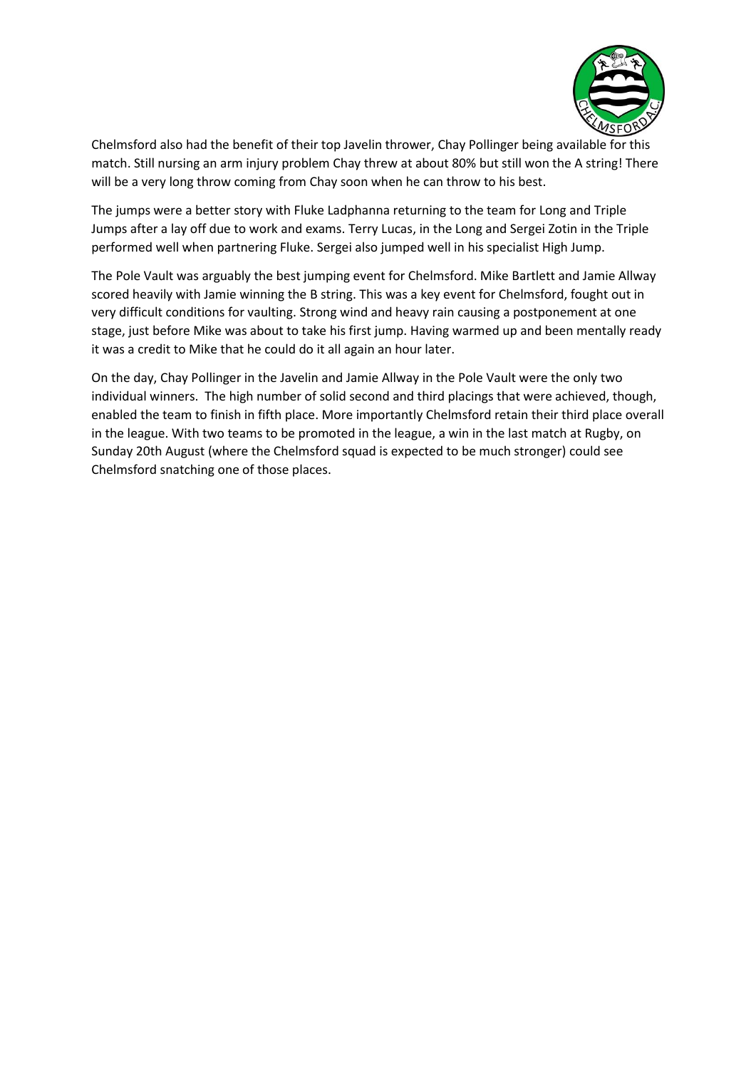Chelmsford also had the benefit of their top Javelin thrower, Chay Pollinger being available for this match. Still nursing an arm injury problem Chay threw at about 80% but still won the A string! There will be a very long throw coming from Chay soon when he can throw to his best.

The jumps were a better story with Fluke Ladphanna returning to the team for Long and Triple Jumps after a lay off due to work and exams. Terry Lucas, in the Long and Sergei Zotin in the Triple performed well when partnering Fluke. Sergei also jumped well in his specialist High Jump.

The Pole Vault was arguably the best jumping event for Chelmsford. Mike Bartlett and Jamie Allway scored heavily with Jamie winning the B string. This was a key event for Chelmsford, fought out in very difficult conditions for vaulting. Strong wind and heavy rain causing a postponement at one stage, just before Mike was about to take his first jump. Having warmed up and been mentally ready it was a credit to Mike that he could do it all again an hour later.

On the day, Chay Pollinger in the Javelin and Jamie Allway in the Pole Vault were the only two individual winners. The high number of solid second and third placings that were achieved, though, enabled the team to finish in fifth place. More importantly Chelmsford retain their third place overall in the league. With two teams to be promoted in the league, a win in the last match at Rugby, on Sunday 20th August (where the Chelmsford squad is expected to be much stronger) could see Chelmsford snatching one of those places.